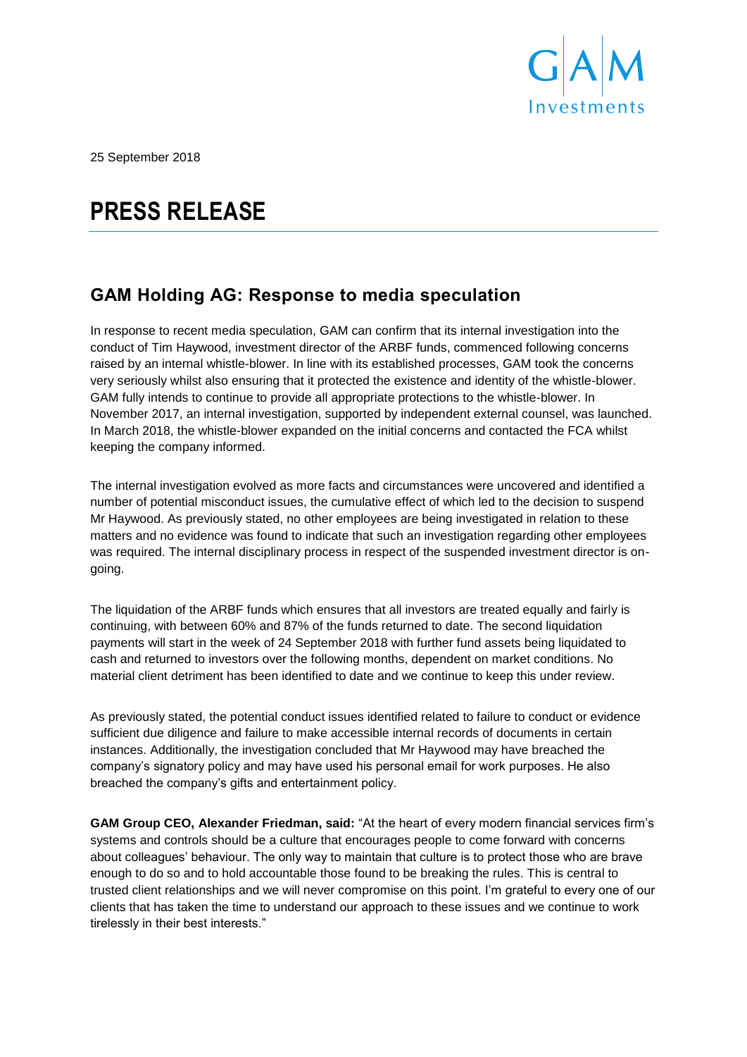25 September 2018

# PRESS RELEASE

## GAM Holding AG: Response to media speculation

In response to recent media speculation, GAM can confirm that its internal investigation into the conduct of Tim Haywood, investment director of the ARBF funds, commenced following concerns raised by an internal whistle-blower. In line with its established processes, GAM took the concerns very seriously whilst also ensuring that it protected the existence and identity of the whistle-blower. GAM fully intends to continue to provide all appropriate protections to the whistle-blower. In November 2017, an internal investigation, supported by independent external counsel, was launched. In March 2018, the whistle-blower expanded on the initial concerns and contacted the FCA whilst keeping the company informed.

The internal investigation evolved as more facts and circumstances were uncovered and identified a number of potential misconduct issues, the cumulative effect of which led to the decision to suspend Mr Haywood. As previously stated, no other employees are being investigated in relation to these matters and no evidence was found to indicate that such an investigation regarding other employees was required. The internal disciplinary process in respect of the suspended investment director is on-going.

The liquidation of the ARBF funds which ensures that all investors are treated equally and fairly is continuing, with between 60% and 87% of the funds returned to date. The second liquidation payments will start in the week of 24 September 2018 with further fund assets being liquidated to cash and returned to investors over the following months, dependent on market conditions. No material client detriment has been identified to date and we continue to keep this under review.

As previously stated, the potential conduct issues identified related to failure to conduct or evidence sufficient due diligence and failure to make accessible internal records of documents in certain instances. Additionally, the investigation concluded that Mr Haywood may have breached the company's signatory policy and may have used his personal email for work purposes. He also breached the company's gifts and entertainment policy.

**GAM Group CEO, Alexander Friedman, said:** "At the heart of every modern financial services firm's systems and controls should be a culture that encourages people to come forward with concerns about colleagues' behaviour. The only way to maintain that culture is to protect those who are brave enough to do so and to hold accountable those found to be breaking the rules. This is central to trusted client relationships and we will never compromise on this point. I'm grateful to every one of our clients that has taken the time to understand our approach to these issues and we continue to work tirelessly in their best interests."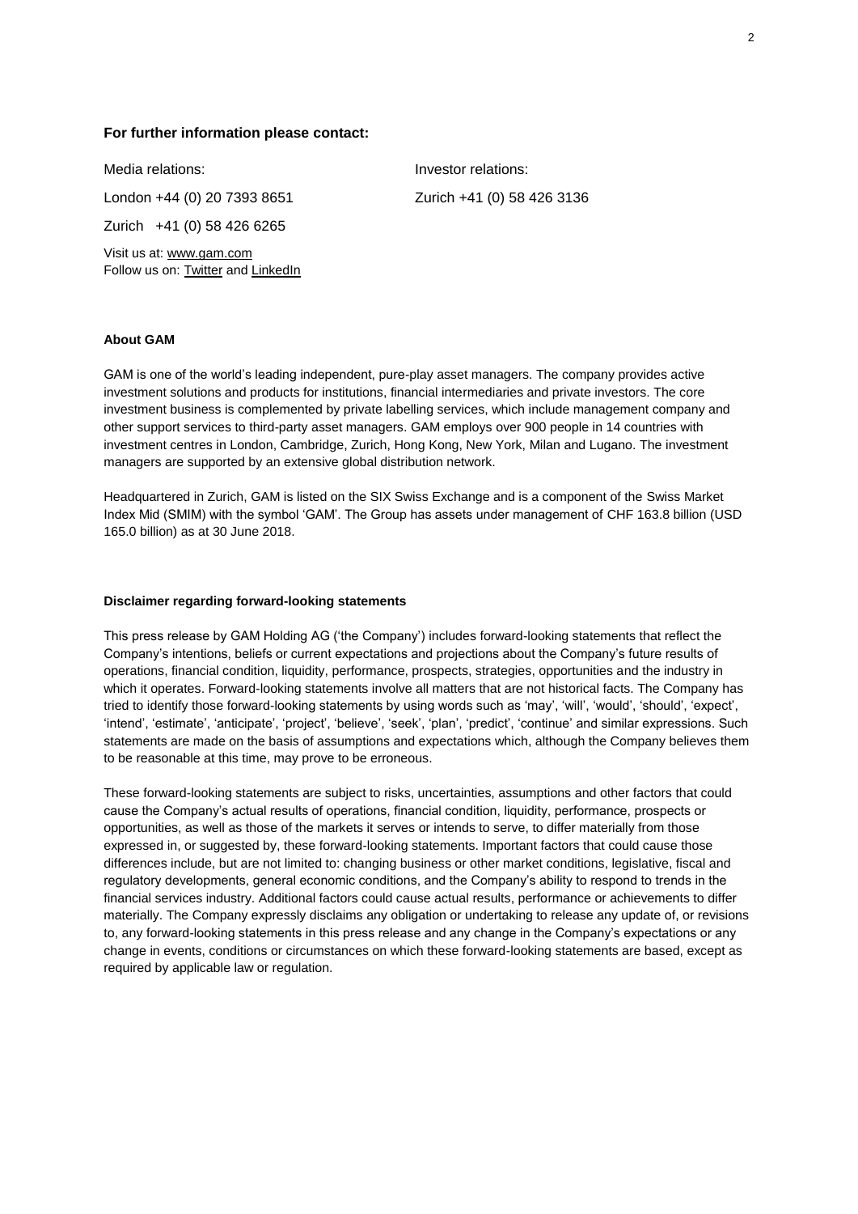**For further information please contact:**

Media relations:

London +44 (0) 20 7393 8651

Zurich +41 (0) 58 426 6265

Investor relations:

Zurich +41 (0) 58 426 3136

Visit us at: [www.gam.com](http://www.gam.com)
Follow us on: [Twitter](#) and [LinkedIn](#)

**About GAM**

GAM is one of the world's leading independent, pure-play asset managers. The company provides active investment solutions and products for institutions, financial intermediaries and private investors. The core investment business is complemented by private labelling services, which include management company and other support services to third-party asset managers. GAM employs over 900 people in 14 countries with investment centres in London, Cambridge, Zurich, Hong Kong, New York, Milan and Lugano. The investment managers are supported by an extensive global distribution network.

Headquartered in Zurich, GAM is listed on the SIX Swiss Exchange and is a component of the Swiss Market Index Mid (SMIM) with the symbol 'GAM'. The Group has assets under management of CHF 163.8 billion (USD 165.0 billion) as at 30 June 2018.

**Disclaimer regarding forward-looking statements**

This press release by GAM Holding AG ('the Company') includes forward-looking statements that reflect the Company's intentions, beliefs or current expectations and projections about the Company's future results of operations, financial condition, liquidity, performance, prospects, strategies, opportunities and the industry in which it operates. Forward-looking statements involve all matters that are not historical facts. The Company has tried to identify those forward-looking statements by using words such as 'may', 'will', 'would', 'should', 'expect', 'intend', 'estimate', 'anticipate', 'project', 'believe', 'seek', 'plan', 'predict', 'continue' and similar expressions. Such statements are made on the basis of assumptions and expectations which, although the Company believes them to be reasonable at this time, may prove to be erroneous.

These forward-looking statements are subject to risks, uncertainties, assumptions and other factors that could cause the Company's actual results of operations, financial condition, liquidity, performance, prospects or opportunities, as well as those of the markets it serves or intends to serve, to differ materially from those expressed in, or suggested by, these forward-looking statements. Important factors that could cause those differences include, but are not limited to: changing business or other market conditions, legislative, fiscal and regulatory developments, general economic conditions, and the Company's ability to respond to trends in the financial services industry. Additional factors could cause actual results, performance or achievements to differ materially. The Company expressly disclaims any obligation or undertaking to release any update of, or revisions to, any forward-looking statements in this press release and any change in the Company's expectations or any change in events, conditions or circumstances on which these forward-looking statements are based, except as required by applicable law or regulation.